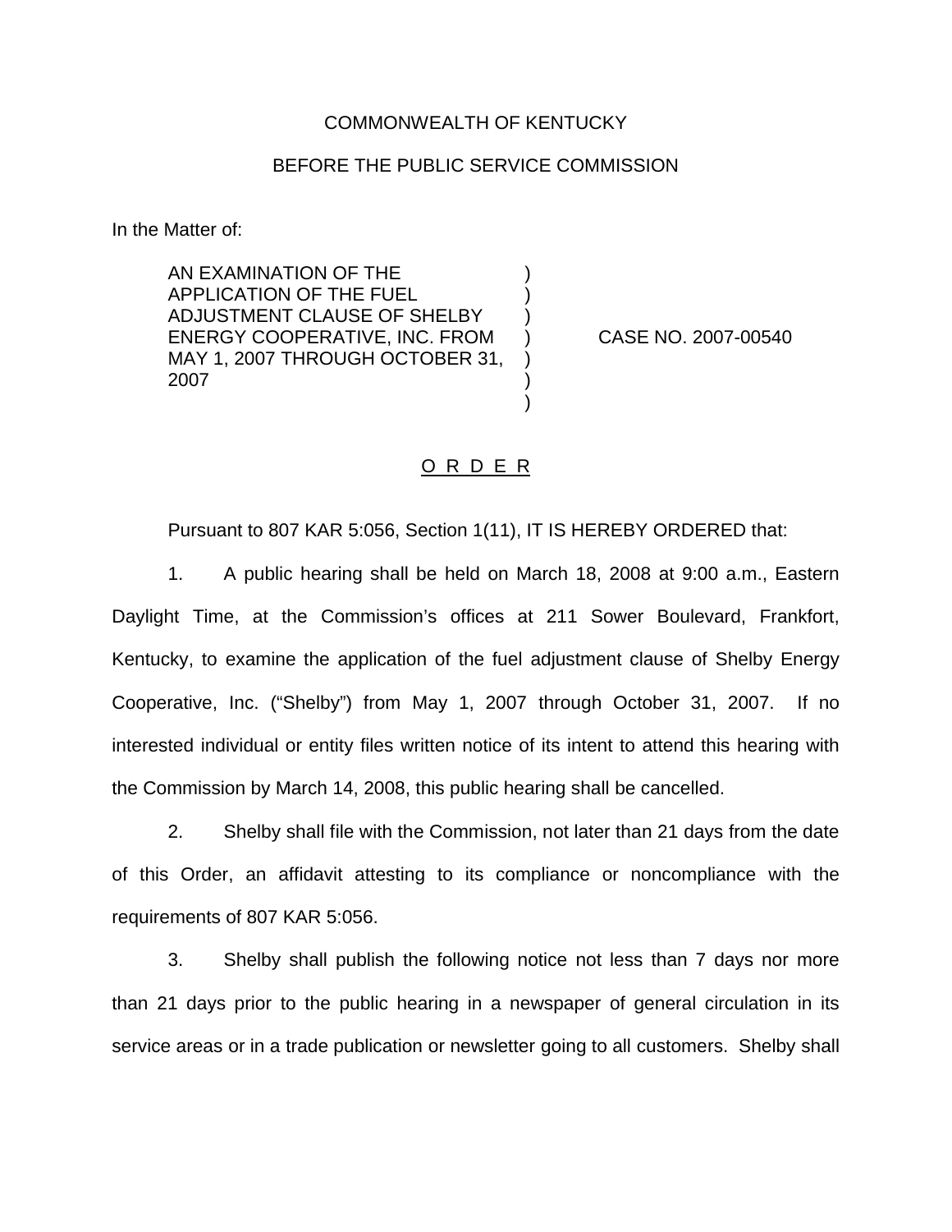COMMONWEALTH OF KENTUCKY

BEFORE THE PUBLIC SERVICE COMMISSION

In the Matter of:

| | | |
|---|---|---|
| AN EXAMINATION OF THE APPLICATION OF THE FUEL ADJUSTMENT CLAUSE OF SHELBY ENERGY COOPERATIVE, INC. FROM MAY 1, 2007 THROUGH OCTOBER 31, 2007 | ) | CASE NO. 2007-00540 |

## O R D E R

Pursuant to 807 KAR 5:056, Section 1(11), IT IS HEREBY ORDERED that:

1. A public hearing shall be held on March 18, 2008 at 9:00 a.m., Eastern Daylight Time, at the Commission's offices at 211 Sower Boulevard, Frankfort, Kentucky, to examine the application of the fuel adjustment clause of Shelby Energy Cooperative, Inc. ("Shelby") from May 1, 2007 through October 31, 2007. If no interested individual or entity files written notice of its intent to attend this hearing with the Commission by March 14, 2008, this public hearing shall be cancelled.

2. Shelby shall file with the Commission, not later than 21 days from the date of this Order, an affidavit attesting to its compliance or noncompliance with the requirements of 807 KAR 5:056.

3. Shelby shall publish the following notice not less than 7 days nor more than 21 days prior to the public hearing in a newspaper of general circulation in its service areas or in a trade publication or newsletter going to all customers. Shelby shall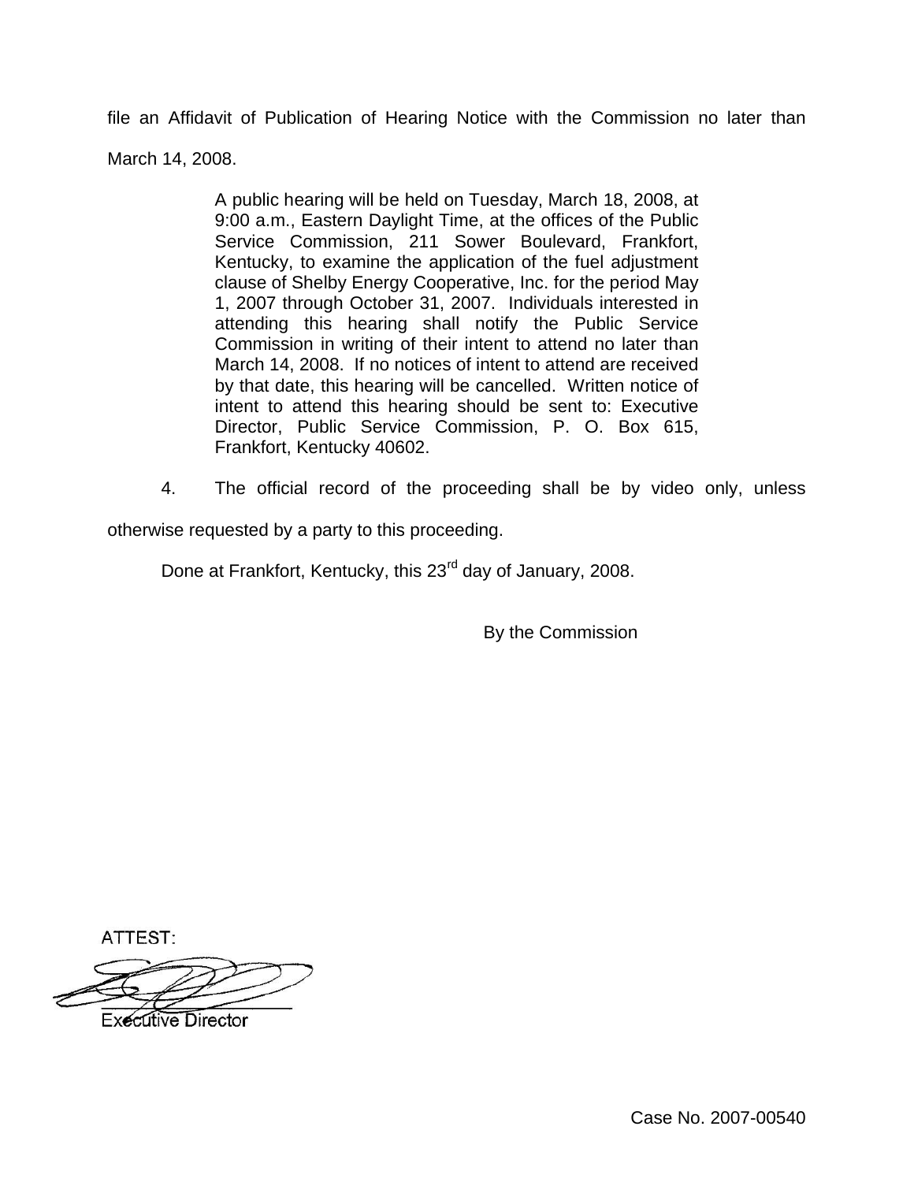file an Affidavit of Publication of Hearing Notice with the Commission no later than March 14, 2008.

> A public hearing will be held on Tuesday, March 18, 2008, at 9:00 a.m., Eastern Daylight Time, at the offices of the Public Service Commission, 211 Sower Boulevard, Frankfort, Kentucky, to examine the application of the fuel adjustment clause of Shelby Energy Cooperative, Inc. for the period May 1, 2007 through October 31, 2007. Individuals interested in attending this hearing shall notify the Public Service Commission in writing of their intent to attend no later than March 14, 2008. If no notices of intent to attend are received by that date, this hearing will be cancelled. Written notice of intent to attend this hearing should be sent to: Executive Director, Public Service Commission, P. O. Box 615, Frankfort, Kentucky 40602.

4. The official record of the proceeding shall be by video only, unless otherwise requested by a party to this proceeding.

Done at Frankfort, Kentucky, this 23rd day of January, 2008.

By the Commission

ATTEST:

Executive Director

Case No. 2007-00540